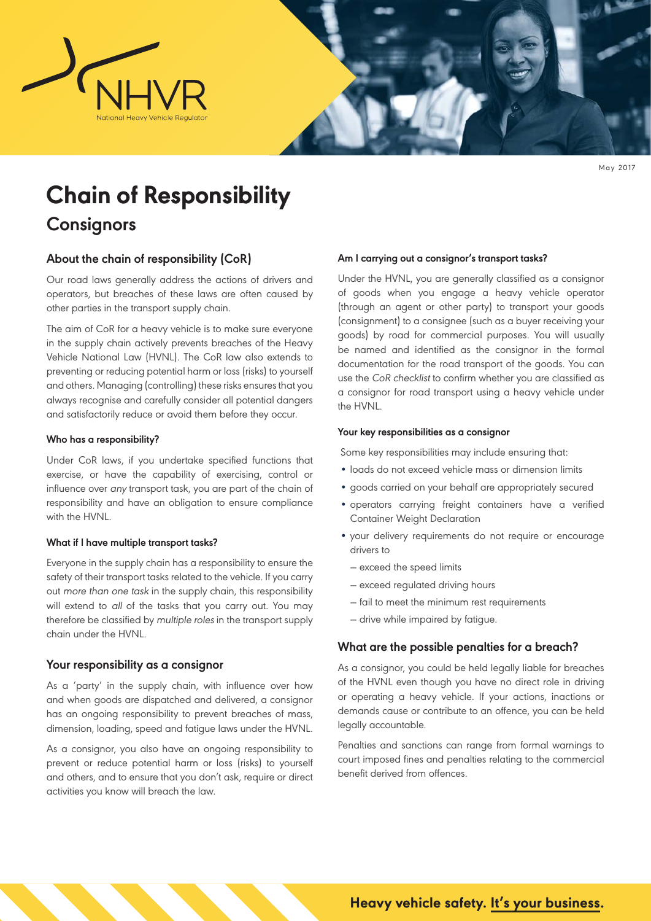# Chain of Responsibility

## Consignors

May 2017

### About the chain of responsibility (CoR)

Our road laws generally address the actions of drivers and operators, but breaches of these laws are often caused by other parties in the transport supply chain.

The aim of CoR for a heavy vehicle is to make sure everyone in the supply chain actively prevents breaches of the Heavy Vehicle National Law (HVNL). The CoR law also extends to preventing or reducing potential harm or loss (risks) to yourself and others. Managing (controlling) these risks ensures that you always recognise and carefully consider all potential dangers and satisfactorily reduce or avoid them before they occur.

#### Who has a responsibility?

Under CoR laws, if you undertake specified functions that exercise, or have the capability of exercising, control or influence over *any* transport task, you are part of the chain of responsibility and have an obligation to ensure compliance with the HVNL.

#### What if I have multiple transport tasks?

Everyone in the supply chain has a responsibility to ensure the safety of their transport tasks related to the vehicle. If you carry out *more than one task* in the supply chain, this responsibility will extend to *all* of the tasks that you carry out. You may therefore be classified by *multiple roles* in the transport supply chain under the HVNL.

### Your responsibility as a consignor

As a 'party' in the supply chain, with influence over how and when goods are dispatched and delivered, a consignor has an ongoing responsibility to prevent breaches of mass, dimension, loading, speed and fatigue laws under the HVNL.

As a consignor, you also have an ongoing responsibility to prevent or reduce potential harm or loss (risks) to yourself and others, and to ensure that you don't ask, require or direct activities you know will breach the law.

#### Am I carrying out a consignor's transport tasks?

Under the HVNL, you are generally classified as a consignor of goods when you engage a heavy vehicle operator (through an agent or other party) to transport your goods (consignment) to a consignee (such as a buyer receiving your goods) by road for commercial purposes. You will usually be named and identified as the consignor in the formal documentation for the road transport of the goods. You can use the *CoR checklist* to confirm whether you are classified as a consignor for road transport using a heavy vehicle under the HVNL.

#### Your key responsibilities as a consignor

Some key responsibilities may include ensuring that:

- loads do not exceed vehicle mass or dimension limits
- goods carried on your behalf are appropriately secured
- operators carrying freight containers have a verified Container Weight Declaration
- your delivery requirements do not require or encourage drivers to
  - exceed the speed limits
  - exceed regulated driving hours
  - fail to meet the minimum rest requirements
  - drive while impaired by fatigue.

### What are the possible penalties for a breach?

As a consignor, you could be held legally liable for breaches of the HVNL even though you have no direct role in driving or operating a heavy vehicle. If your actions, inactions or demands cause or contribute to an offence, you can be held legally accountable.

Penalties and sanctions can range from formal warnings to court imposed fines and penalties relating to the commercial benefit derived from offences.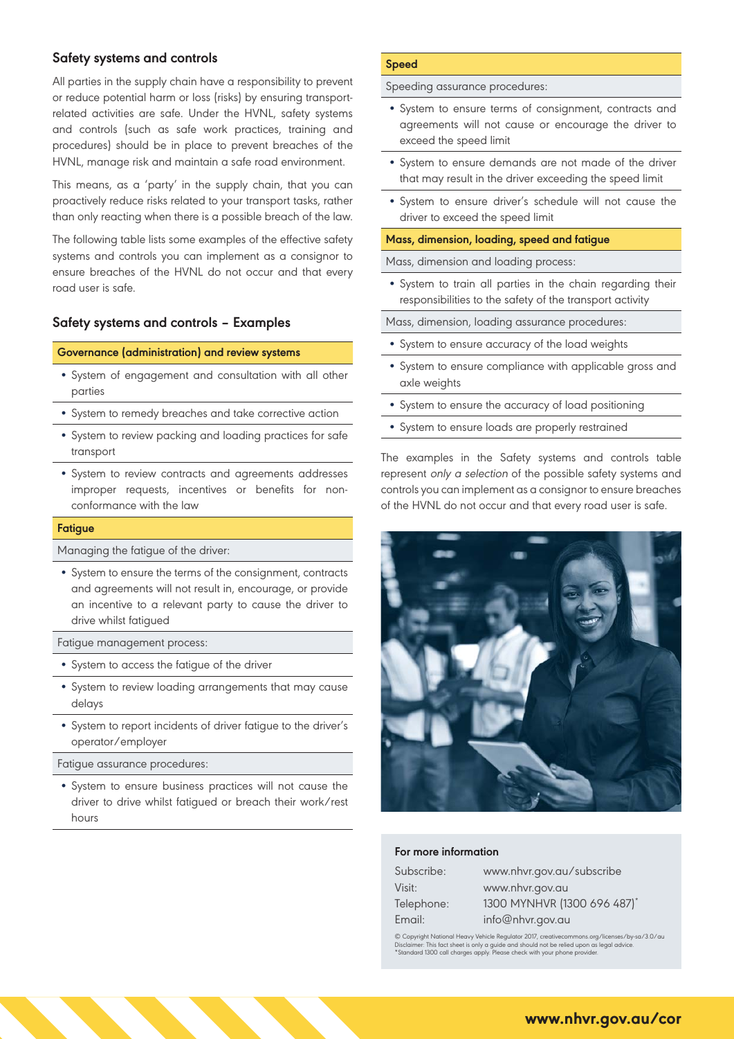## Safety systems and controls

All parties in the supply chain have a responsibility to prevent or reduce potential harm or loss (risks) by ensuring transport-related activities are safe. Under the HVNL, safety systems and controls (such as safe work practices, training and procedures) should be in place to prevent breaches of the HVNL, manage risk and maintain a safe road environment.

This means, as a 'party' in the supply chain, that you can proactively reduce risks related to your transport tasks, rather than only reacting when there is a possible breach of the law.

The following table lists some examples of the effective safety systems and controls you can implement as a consignor to ensure breaches of the HVNL do not occur and that every road user is safe.

## Safety systems and controls – Examples

**Governance (administration) and review systems**

- System of engagement and consultation with all other parties
- System to remedy breaches and take corrective action
- System to review packing and loading practices for safe transport
- System to review contracts and agreements addresses improper requests, incentives or benefits for non-conformance with the law

**Fatigue**

Managing the fatigue of the driver:

- System to ensure the terms of the consignment, contracts and agreements will not result in, encourage, or provide an incentive to a relevant party to cause the driver to drive whilst fatigued

Fatigue management process:

- System to access the fatigue of the driver
- System to review loading arrangements that may cause delays
- System to report incidents of driver fatigue to the driver's operator/employer

Fatigue assurance procedures:

- System to ensure business practices will not cause the driver to drive whilst fatigued or breach their work/rest hours

**Speed**

Speeding assurance procedures:

- System to ensure terms of consignment, contracts and agreements will not cause or encourage the driver to exceed the speed limit
- System to ensure demands are not made of the driver that may result in the driver exceeding the speed limit
- System to ensure driver's schedule will not cause the driver to exceed the speed limit

**Mass, dimension, loading, speed and fatigue**

Mass, dimension and loading process:

- System to train all parties in the chain regarding their responsibilities to the safety of the transport activity

Mass, dimension, loading assurance procedures:

- System to ensure accuracy of the load weights
- System to ensure compliance with applicable gross and axle weights
- System to ensure the accuracy of load positioning
- System to ensure loads are properly restrained

The examples in the Safety systems and controls table represent *only a selection* of the possible safety systems and controls you can implement as a consignor to ensure breaches of the HVNL do not occur and that every road user is safe.

**For more information**

| | |
|---|---|
| Subscribe: | www.nhvr.gov.au/subscribe |
| Visit: | www.nhvr.gov.au |
| Telephone: | 1300 MYNHVR (1300 696 487)* |
| Email: | info@nhvr.gov.au |

© Copyright National Heavy Vehicle Regulator 2017, creativecommons.org/licenses/by-sa/3.0/au
Disclaimer: This fact sheet is only a guide and should not be relied upon as legal advice.
*Standard 1300 call charges apply. Please check with your phone provider.

**www.nhvr.gov.au/cor**